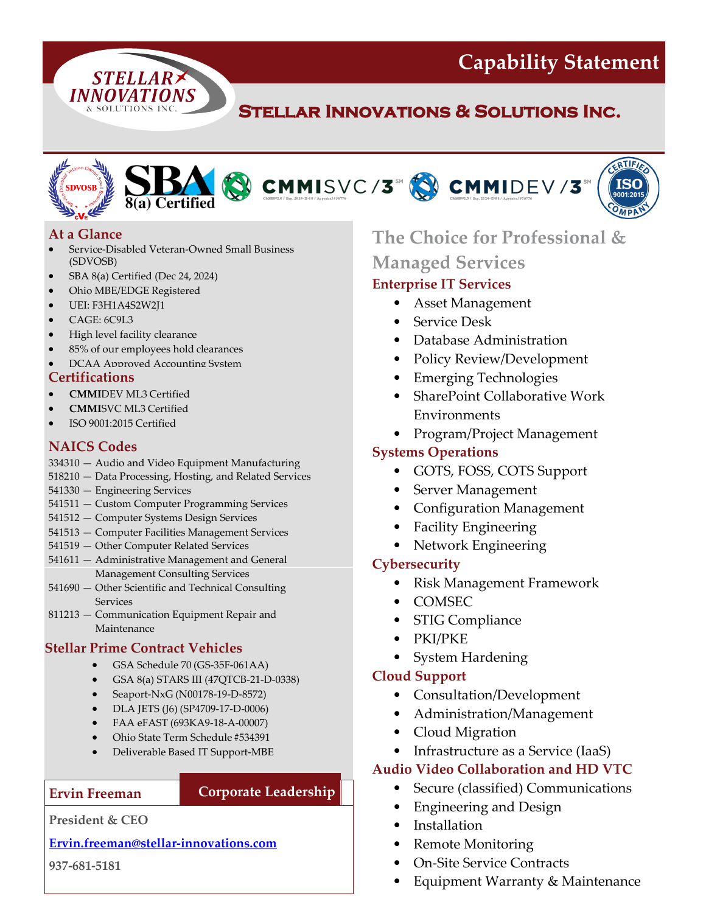# Capability Statement

## Stellar Innovations & Solutions Inc.

### At a Glance

- Service-Disabled Veteran-Owned Small Business (SDVOSB)
- SBA 8(a) Certified (Dec 24, 2024)
- Ohio MBE/EDGE Registered
- UEI: F3H1A4S2W2J1
- CAGE: 6C9L3
- High level facility clearance
- 85% of our employees hold clearances
- DCAA Approved Accounting System

### Certifications

- **CMMI**DEV ML3 Certified
- **CMMI**SVC ML3 Certified
- ISO 9001:2015 Certified

### NAICS Codes

334310 — Audio and Video Equipment Manufacturing
518210 — Data Processing, Hosting, and Related Services
541330 — Engineering Services
541511 — Custom Computer Programming Services
541512 — Computer Systems Design Services
541513 — Computer Facilities Management Services
541519 — Other Computer Related Services
541611 — Administrative Management and General Management Consulting Services
541690 — Other Scientific and Technical Consulting Services
811213 — Communication Equipment Repair and Maintenance

### Stellar Prime Contract Vehicles

- GSA Schedule 70 (GS-35F-061AA)
- GSA 8(a) STARS III (47QTCB-21-D-0338)
- Seaport-NxG (N00178-19-D-8572)
- DLA JETS (J6) (SP4709-17-D-0006)
- FAA eFAST (693KA9-18-A-00007)
- Ohio State Term Schedule #534391
- Deliverable Based IT Support-MBE

### Corporate Leadership

**Ervin Freeman**

**President & CEO**

**Ervin.freeman@stellar-innovations.com**

**937-681-5181**

## The Choice for Professional & Managed Services

### Enterprise IT Services

- Asset Management
- Service Desk
- Database Administration
- Policy Review/Development
- Emerging Technologies
- SharePoint Collaborative Work Environments
- Program/Project Management

### Systems Operations

- GOTS, FOSS, COTS Support
- Server Management
- Configuration Management
- Facility Engineering
- Network Engineering

### Cybersecurity

- Risk Management Framework
- COMSEC
- STIG Compliance
- PKI/PKE
- System Hardening

### Cloud Support

- Consultation/Development
- Administration/Management
- Cloud Migration
- Infrastructure as a Service (IaaS)

### Audio Video Collaboration and HD VTC

- Secure (classified) Communications
- Engineering and Design
- Installation
- Remote Monitoring
- On-Site Service Contracts
- Equipment Warranty & Maintenance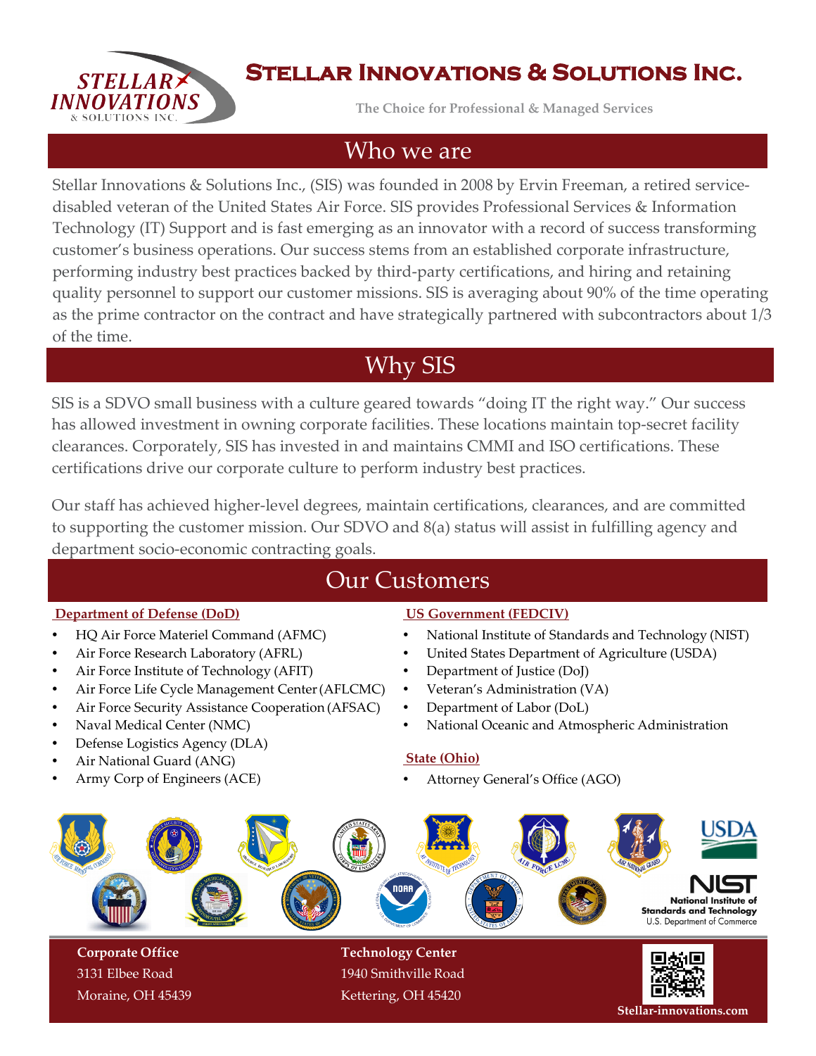# Stellar Innovations & Solutions Inc.

The Choice for Professional & Managed Services

## Who we are

Stellar Innovations & Solutions Inc., (SIS) was founded in 2008 by Ervin Freeman, a retired service-disabled veteran of the United States Air Force. SIS provides Professional Services & Information Technology (IT) Support and is fast emerging as an innovator with a record of success transforming customer's business operations. Our success stems from an established corporate infrastructure, performing industry best practices backed by third-party certifications, and hiring and retaining quality personnel to support our customer missions. SIS is averaging about 90% of the time operating as the prime contractor on the contract and have strategically partnered with subcontractors about 1/3 of the time.

## Why SIS

SIS is a SDVO small business with a culture geared towards "doing IT the right way." Our success has allowed investment in owning corporate facilities. These locations maintain top-secret facility clearances. Corporately, SIS has invested in and maintains CMMI and ISO certifications. These certifications drive our corporate culture to perform industry best practices.

Our staff has achieved higher-level degrees, maintain certifications, clearances, and are committed to supporting the customer mission. Our SDVO and 8(a) status will assist in fulfilling agency and department socio-economic contracting goals.

## Our Customers

**Department of Defense (DoD)**

- HQ Air Force Materiel Command (AFMC)
- Air Force Research Laboratory (AFRL)
- Air Force Institute of Technology (AFIT)
- Air Force Life Cycle Management Center (AFLCMC)
- Air Force Security Assistance Cooperation (AFSAC)
- Naval Medical Center (NMC)
- Defense Logistics Agency (DLA)
- Air National Guard (ANG)
- Army Corp of Engineers (ACE)

**US Government (FEDCIV)**

- National Institute of Standards and Technology (NIST)
- United States Department of Agriculture (USDA)
- Department of Justice (DoJ)
- Veteran's Administration (VA)
- Department of Labor (DoL)
- National Oceanic and Atmospheric Administration

**State (Ohio)**

- Attorney General's Office (AGO)

**Corporate Office**
3131 Elbee Road
Moraine, OH 45439

**Technology Center**
1940 Smithville Road
Kettering, OH 45420

**Stellar-innovations.com**